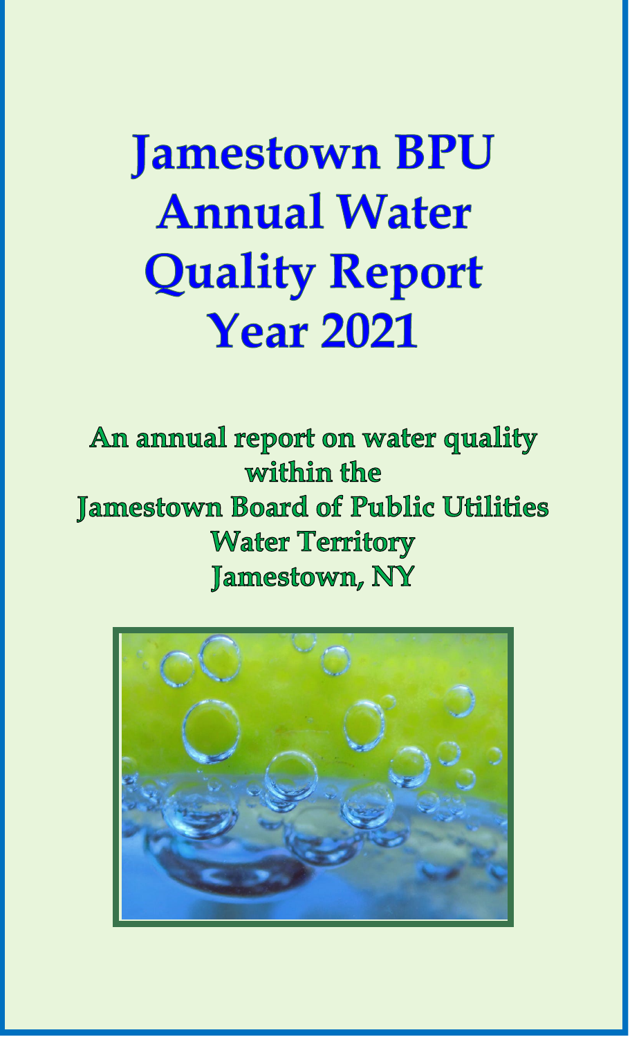# Jamestown BPU Annual Water Quality Report Year 2021

**An annual report on water quality within the Jamestown Board of Public Utilities Water Territory Jamestown, NY**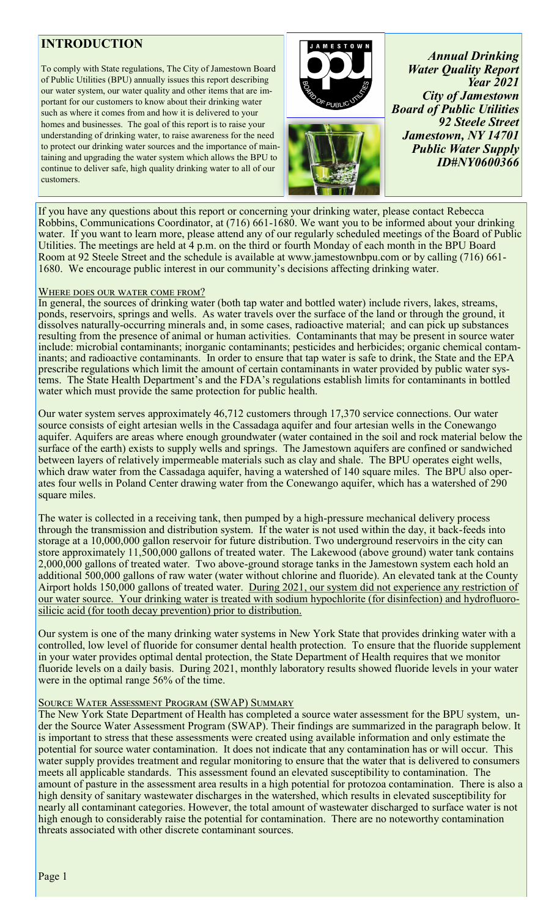## INTRODUCTION

To comply with State regulations, The City of Jamestown Board of Public Utilities (BPU) annually issues this report describing our water system, our water quality and other items that are important for our customers to know about their drinking water such as where it comes from and how it is delivered to your homes and businesses. The goal of this report is to raise your understanding of drinking water, to raise awareness for the need to protect our drinking water sources and the importance of maintaining and upgrading the water system which allows the BPU to continue to deliver safe, high quality drinking water to all of our customers.

***Annual Drinking Water Quality Report***
***Year 2021***
***City of Jamestown***
***Board of Public Utilities***
***92 Steele Street***
***Jamestown, NY 14701***
***Public Water Supply ID#NY0600366***

If you have any questions about this report or concerning your drinking water, please contact Rebecca Robbins, Communications Coordinator, at (716) 661-1680. We want you to be informed about your drinking water. If you want to learn more, please attend any of our regularly scheduled meetings of the Board of Public Utilities. The meetings are held at 4 p.m. on the third or fourth Monday of each month in the BPU Board Room at 92 Steele Street and the schedule is available at www.jamestownbpu.com or by calling (716) 661-1680. We encourage public interest in our community's decisions affecting drinking water.

### Where does our water come from?

In general, the sources of drinking water (both tap water and bottled water) include rivers, lakes, streams, ponds, reservoirs, springs and wells. As water travels over the surface of the land or through the ground, it dissolves naturally-occurring minerals and, in some cases, radioactive material; and can pick up substances resulting from the presence of animal or human activities. Contaminants that may be present in source water include: microbial contaminants; inorganic contaminants; pesticides and herbicides; organic chemical contaminants; and radioactive contaminants. In order to ensure that tap water is safe to drink, the State and the EPA prescribe regulations which limit the amount of certain contaminants in water provided by public water systems. The State Health Department's and the FDA's regulations establish limits for contaminants in bottled water which must provide the same protection for public health.

Our water system serves approximately 46,712 customers through 17,370 service connections. Our water source consists of eight artesian wells in the Cassadaga aquifer and four artesian wells in the Conewango aquifer. Aquifers are areas where enough groundwater (water contained in the soil and rock material below the surface of the earth) exists to supply wells and springs. The Jamestown aquifers are confined or sandwiched between layers of relatively impermeable materials such as clay and shale. The BPU operates eight wells, which draw water from the Cassadaga aquifer, having a watershed of 140 square miles. The BPU also operates four wells in Poland Center drawing water from the Conewango aquifer, which has a watershed of 290 square miles.

The water is collected in a receiving tank, then pumped by a high-pressure mechanical delivery process through the transmission and distribution system. If the water is not used within the day, it back-feeds into storage at a 10,000,000 gallon reservoir for future distribution. Two underground reservoirs in the city can store approximately 11,500,000 gallons of treated water. The Lakewood (above ground) water tank contains 2,000,000 gallons of treated water. Two above-ground storage tanks in the Jamestown system each hold an additional 500,000 gallons of raw water (water without chlorine and fluoride). An elevated tank at the County Airport holds 150,000 gallons of treated water. <u>During 2021, our system did not experience any restriction of our water source. Your drinking water is treated with sodium hypochlorite (for disinfection) and hydrofluorosilicic acid (for tooth decay prevention) prior to distribution.</u>

Our system is one of the many drinking water systems in New York State that provides drinking water with a controlled, low level of fluoride for consumer dental health protection. To ensure that the fluoride supplement in your water provides optimal dental protection, the State Department of Health requires that we monitor fluoride levels on a daily basis. During 2021, monthly laboratory results showed fluoride levels in your water were in the optimal range 56% of the time.

### Source Water Assessment Program (SWAP) Summary

The New York State Department of Health has completed a source water assessment for the BPU system, under the Source Water Assessment Program (SWAP). Their findings are summarized in the paragraph below. It is important to stress that these assessments were created using available information and only estimate the potential for source water contamination. It does not indicate that any contamination has or will occur. This water supply provides treatment and regular monitoring to ensure that the water that is delivered to consumers meets all applicable standards. This assessment found an elevated susceptibility to contamination. The amount of pasture in the assessment area results in a high potential for protozoa contamination. There is also a high density of sanitary wastewater discharges in the watershed, which results in elevated susceptibility for nearly all contaminant categories. However, the total amount of wastewater discharged to surface water is not high enough to considerably raise the potential for contamination. There are no noteworthy contamination threats associated with other discrete contaminant sources.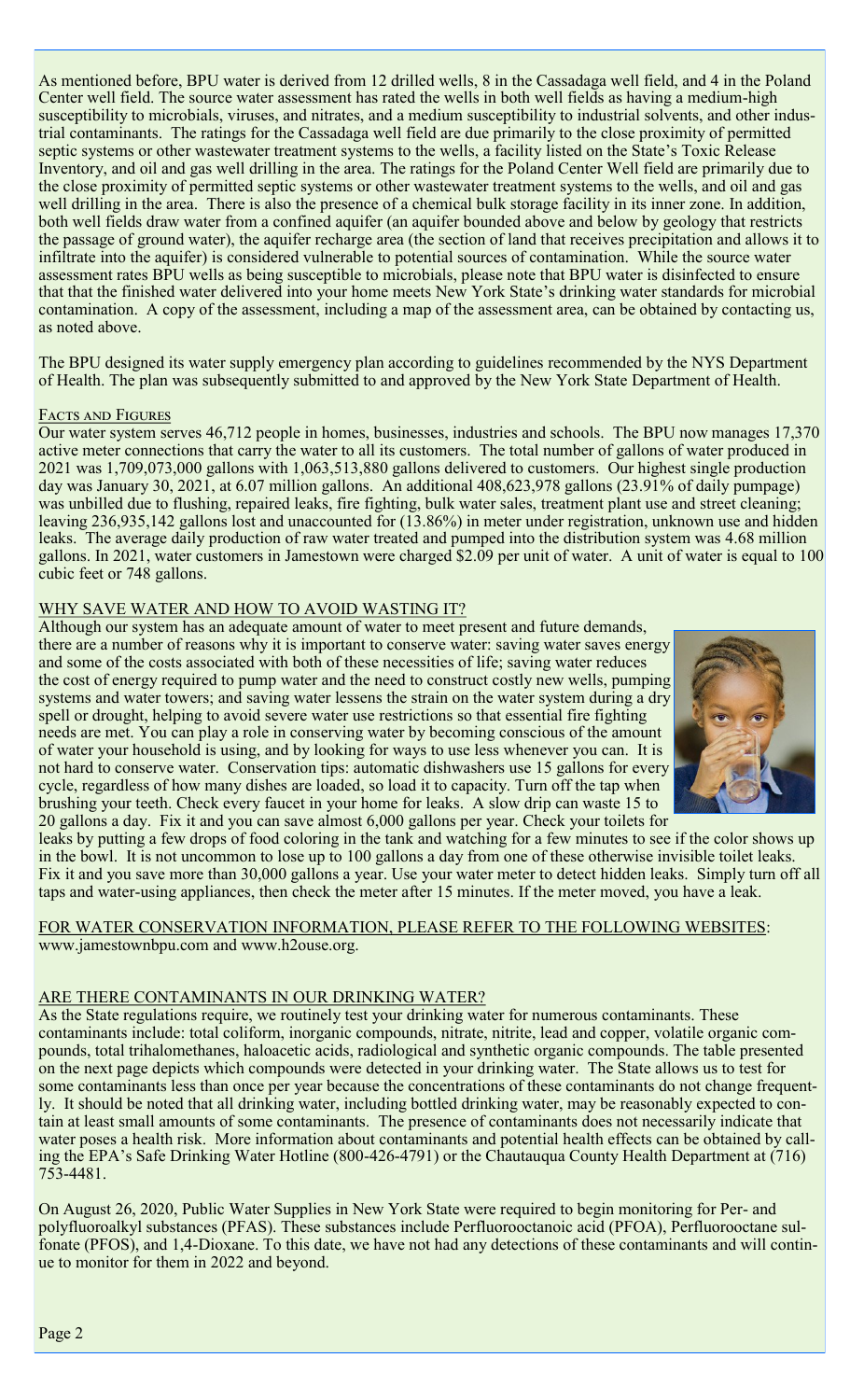As mentioned before, BPU water is derived from 12 drilled wells, 8 in the Cassadaga well field, and 4 in the Poland Center well field. The source water assessment has rated the wells in both well fields as having a medium-high susceptibility to microbials, viruses, and nitrates, and a medium susceptibility to industrial solvents, and other industrial contaminants. The ratings for the Cassadaga well field are due primarily to the close proximity of permitted septic systems or other wastewater treatment systems to the wells, a facility listed on the State's Toxic Release Inventory, and oil and gas well drilling in the area. The ratings for the Poland Center Well field are primarily due to the close proximity of permitted septic systems or other wastewater treatment systems to the wells, and oil and gas well drilling in the area. There is also the presence of a chemical bulk storage facility in its inner zone. In addition, both well fields draw water from a confined aquifer (an aquifer bounded above and below by geology that restricts the passage of ground water), the aquifer recharge area (the section of land that receives precipitation and allows it to infiltrate into the aquifer) is considered vulnerable to potential sources of contamination. While the source water assessment rates BPU wells as being susceptible to microbials, please note that BPU water is disinfected to ensure that that the finished water delivered into your home meets New York State's drinking water standards for microbial contamination. A copy of the assessment, including a map of the assessment area, can be obtained by contacting us, as noted above.

The BPU designed its water supply emergency plan according to guidelines recommended by the NYS Department of Health. The plan was subsequently submitted to and approved by the New York State Department of Health.

## Facts and Figures

Our water system serves 46,712 people in homes, businesses, industries and schools. The BPU now manages 17,370 active meter connections that carry the water to all its customers. The total number of gallons of water produced in 2021 was 1,709,073,000 gallons with 1,063,513,880 gallons delivered to customers. Our highest single production day was January 30, 2021, at 6.07 million gallons. An additional 408,623,978 gallons (23.91% of daily pumpage) was unbilled due to flushing, repaired leaks, fire fighting, bulk water sales, treatment plant use and street cleaning; leaving 236,935,142 gallons lost and unaccounted for (13.86%) in meter under registration, unknown use and hidden leaks. The average daily production of raw water treated and pumped into the distribution system was 4.68 million gallons. In 2021, water customers in Jamestown were charged $2.09 per unit of water. A unit of water is equal to 100 cubic feet or 748 gallons.

## WHY SAVE WATER AND HOW TO AVOID WASTING IT?

Although our system has an adequate amount of water to meet present and future demands, there are a number of reasons why it is important to conserve water: saving water saves energy and some of the costs associated with both of these necessities of life; saving water reduces the cost of energy required to pump water and the need to construct costly new wells, pumping systems and water towers; and saving water lessens the strain on the water system during a dry spell or drought, helping to avoid severe water use restrictions so that essential fire fighting needs are met. You can play a role in conserving water by becoming conscious of the amount of water your household is using, and by looking for ways to use less whenever you can. It is not hard to conserve water. Conservation tips: automatic dishwashers use 15 gallons for every cycle, regardless of how many dishes are loaded, so load it to capacity. Turn off the tap when brushing your teeth. Check every faucet in your home for leaks. A slow drip can waste 15 to 20 gallons a day. Fix it and you can save almost 6,000 gallons per year. Check your toilets for leaks by putting a few drops of food coloring in the tank and watching for a few minutes to see if the color shows up in the bowl. It is not uncommon to lose up to 100 gallons a day from one of these otherwise invisible toilet leaks. Fix it and you save more than 30,000 gallons a year. Use your water meter to detect hidden leaks. Simply turn off all taps and water-using appliances, then check the meter after 15 minutes. If the meter moved, you have a leak.

FOR WATER CONSERVATION INFORMATION, PLEASE REFER TO THE FOLLOWING WEBSITES: www.jamestownbpu.com and www.h2ouse.org.

## ARE THERE CONTAMINANTS IN OUR DRINKING WATER?

As the State regulations require, we routinely test your drinking water for numerous contaminants. These contaminants include: total coliform, inorganic compounds, nitrate, nitrite, lead and copper, volatile organic compounds, total trihalomethanes, haloacetic acids, radiological and synthetic organic compounds. The table presented on the next page depicts which compounds were detected in your drinking water. The State allows us to test for some contaminants less than once per year because the concentrations of these contaminants do not change frequently. It should be noted that all drinking water, including bottled drinking water, may be reasonably expected to contain at least small amounts of some contaminants. The presence of contaminants does not necessarily indicate that water poses a health risk. More information about contaminants and potential health effects can be obtained by calling the EPA's Safe Drinking Water Hotline (800-426-4791) or the Chautauqua County Health Department at (716) 753-4481.

On August 26, 2020, Public Water Supplies in New York State were required to begin monitoring for Per- and polyfluoroalkyl substances (PFAS). These substances include Perfluorooctanoic acid (PFOA), Perfluorooctane sulfonate (PFOS), and 1,4-Dioxane. To this date, we have not had any detections of these contaminants and will continue to monitor for them in 2022 and beyond.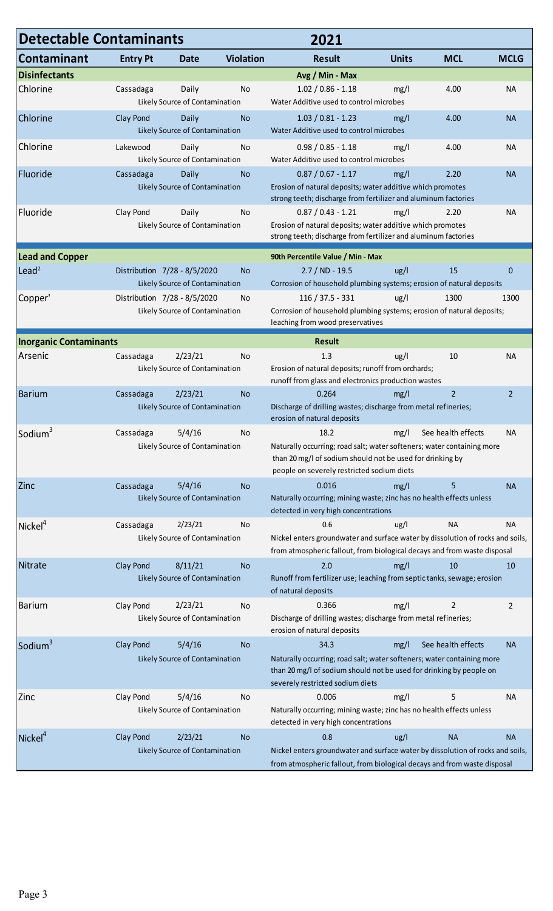## Detectable Contaminants 2021

| Contaminant | Entry Pt | Date | Violation | Result | Units | MCL | MCLG |
|---|---|---|---|---|---|---|---|
| **Disinfectants** | | | | **Avg / Min - Max** | | | |
| Chlorine | Cassadaga | Daily | No | 1.02 / 0.86 - 1.18 | mg/l | 4.00 | NA |
| | | Likely Source of Contamination | | Water Additive used to control microbes | | | |
| Chlorine | Clay Pond | Daily | No | 1.03 / 0.81 - 1.23 | mg/l | 4.00 | NA |
| | | Likely Source of Contamination | | Water Additive used to control microbes | | | |
| Chlorine | Lakewood | Daily | No | 0.98 / 0.85 - 1.18 | mg/l | 4.00 | NA |
| | | Likely Source of Contamination | | Water Additive used to control microbes | | | |
| Fluoride | Cassadaga | Daily | No | 0.87 / 0.67 - 1.17 | mg/l | 2.20 | NA |
| | | Likely Source of Contamination | | Erosion of natural deposits; water additive which promotes strong teeth; discharge from fertilizer and aluminum factories | | | |
| Fluoride | Clay Pond | Daily | No | 0.87 / 0.43 - 1.21 | mg/l | 2.20 | NA |
| | | Likely Source of Contamination | | Erosion of natural deposits; water additive which promotes strong teeth; discharge from fertilizer and aluminum factories | | | |
| **Lead and Copper** | | | | **90th Percentile Value / Min - Max** | | | |
| Lead[2] | Distribution | 7/28 - 8/5/2020 | No | 2.7 / ND - 19.5 | ug/l | 15 | 0 |
| | | Likely Source of Contamination | | Corrosion of household plumbing systems; erosion of natural deposits | | | |
| Copper' | Distribution | 7/28 - 8/5/2020 | No | 116 / 37.5 - 331 | ug/l | 1300 | 1300 |
| | | Likely Source of Contamination | | Corrosion of household plumbing systems; erosion of natural deposits; leaching from wood preservatives | | | |
| **Inorganic Contaminants** | | | | **Result** | | | |
| Arsenic | Cassadaga | 2/23/21 | No | 1.3 | ug/l | 10 | NA |
| | | Likely Source of Contamination | | Erosion of natural deposits; runoff from orchards; runoff from glass and electronics production wastes | | | |
| Barium | Cassadaga | 2/23/21 | No | 0.264 | mg/l | 2 | 2 |
| | | Likely Source of Contamination | | Discharge of drilling wastes; discharge from metal refineries; erosion of natural deposits | | | |
| Sodium[3] | Cassadaga | 5/4/16 | No | 18.2 | mg/l | See health effects | NA |
| | | Likely Source of Contamination | | Naturally occurring; road salt; water softeners; water containing more than 20 mg/l of sodium should not be used for drinking by people on severely restricted sodium diets | | | |
| Zinc | Cassadaga | 5/4/16 | No | 0.016 | mg/l | 5 | NA |
| | | Likely Source of Contamination | | Naturally occurring; mining waste; zinc has no health effects unless detected in very high concentrations | | | |
| Nickel[4] | Cassadaga | 2/23/21 | No | 0.6 | ug/l | NA | NA |
| | | Likely Source of Contamination | | Nickel enters groundwater and surface water by dissolution of rocks and soils, from atmospheric fallout, from biological decays and from waste disposal | | | |
| Nitrate | Clay Pond | 8/11/21 | No | 2.0 | mg/l | 10 | 10 |
| | | Likely Source of Contamination | | Runoff from fertilizer use; leaching from septic tanks, sewage; erosion of natural deposits | | | |
| Barium | Clay Pond | 2/23/21 | No | 0.366 | mg/l | 2 | 2 |
| | | Likely Source of Contamination | | Discharge of drilling wastes; discharge from metal refineries; erosion of natural deposits | | | |
| Sodium[3] | Clay Pond | 5/4/16 | No | 34.3 | mg/l | See health effects | NA |
| | | Likely Source of Contamination | | Naturally occurring; road salt; water softeners; water containing more than 20 mg/l of sodium should not be used for drinking by people on severely restricted sodium diets | | | |
| Zinc | Clay Pond | 5/4/16 | No | 0.006 | mg/l | 5 | NA |
| | | Likely Source of Contamination | | Naturally occurring; mining waste; zinc has no health effects unless detected in very high concentrations | | | |
| Nickel[4] | Clay Pond | 2/23/21 | No | 0.8 | ug/l | NA | NA |
| | | Likely Source of Contamination | | Nickel enters groundwater and surface water by dissolution of rocks and soils, from atmospheric fallout, from biological decays and from waste disposal | | | |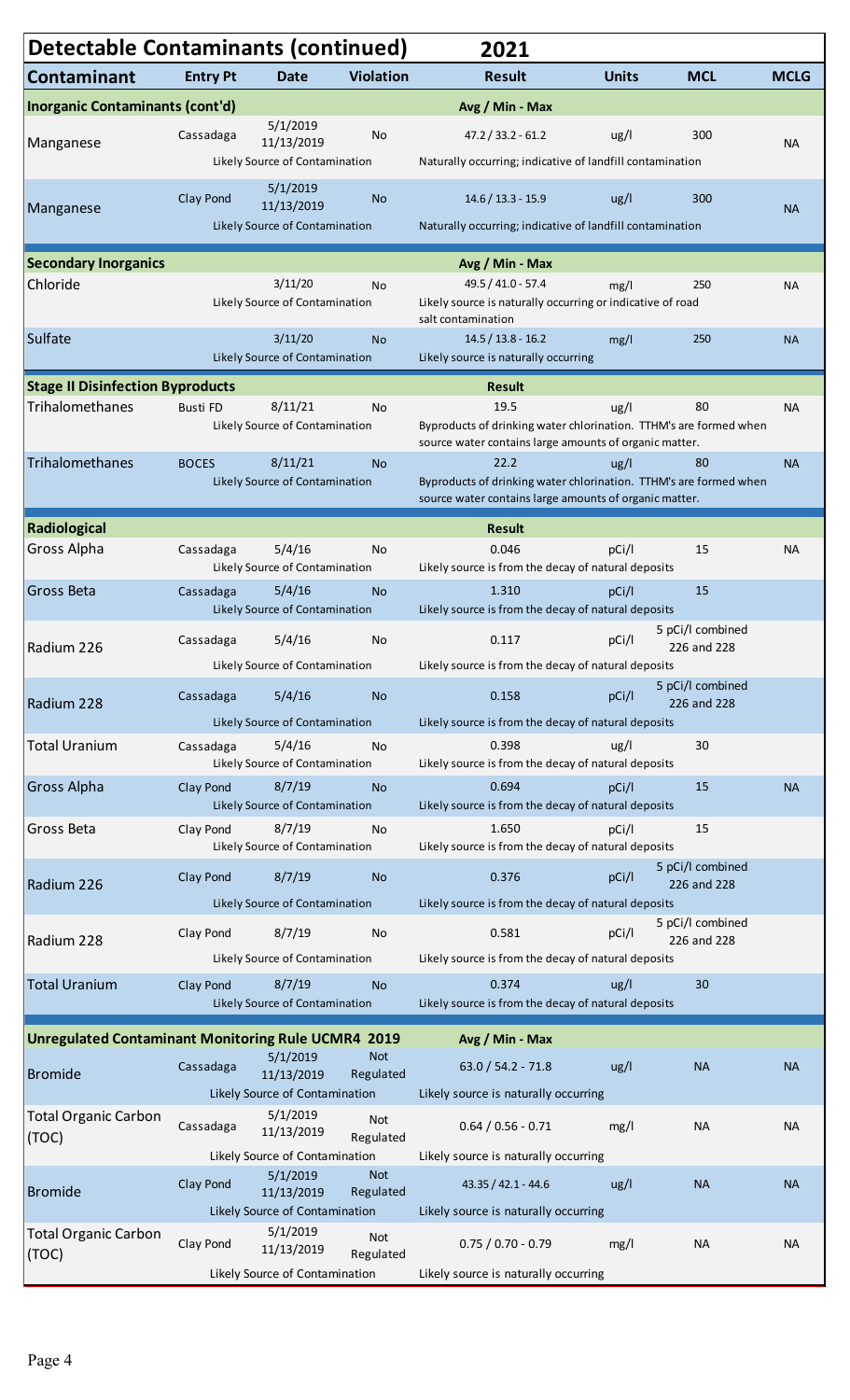## Detectable Contaminants (continued) 2021

| Contaminant | Entry Pt | Date | Violation | Result | Units | MCL | MCLG |
|---|---|---|---|---|---|---|---|
| **Inorganic Contaminants (cont'd)** | | | | Avg / Min - Max | | | |
| Manganese | Cassadaga | 5/1/2019 11/13/2019 | No | 47.2 / 33.2 - 61.2 | ug/l | 300 | NA |
| | | Likely Source of Contamination | | Naturally occurring; indicative of landfill contamination | | | |
| Manganese | Clay Pond | 5/1/2019 11/13/2019 | No | 14.6 / 13.3 - 15.9 | ug/l | 300 | NA |
| | | Likely Source of Contamination | | Naturally occurring; indicative of landfill contamination | | | |
| **Secondary Inorganics** | | | | Avg / Min - Max | | | |
| Chloride | | 3/11/20 | No | 49.5 / 41.0 - 57.4 | mg/l | 250 | NA |
| | | Likely Source of Contamination | | Likely source is naturally occurring or indicative of road salt contamination | | | |
| Sulfate | | 3/11/20 | No | 14.5 / 13.8 - 16.2 | mg/l | 250 | NA |
| | | Likely Source of Contamination | | Likely source is naturally occurring | | | |
| **Stage II Disinfection Byproducts** | | | | Result | | | |
| Trihalomethanes | Busti FD | 8/11/21 | No | 19.5 | ug/l | 80 | NA |
| | | Likely Source of Contamination | | Byproducts of drinking water chlorination. TTHM's are formed when source water contains large amounts of organic matter. | | | |
| Trihalomethanes | BOCES | 8/11/21 | No | 22.2 | ug/l | 80 | NA |
| | | Likely Source of Contamination | | Byproducts of drinking water chlorination. TTHM's are formed when source water contains large amounts of organic matter. | | | |
| **Radiological** | | | | Result | | | |
| Gross Alpha | Cassadaga | 5/4/16 | No | 0.046 | pCi/l | 15 | NA |
| | | Likely Source of Contamination | | Likely source is from the decay of natural deposits | | | |
| Gross Beta | Cassadaga | 5/4/16 | No | 1.310 | pCi/l | 15 | |
| | | Likely Source of Contamination | | Likely source is from the decay of natural deposits | | | |
| Radium 226 | Cassadaga | 5/4/16 | No | 0.117 | pCi/l | 5 pCi/l combined 226 and 228 | |
| | | Likely Source of Contamination | | Likely source is from the decay of natural deposits | | | |
| Radium 228 | Cassadaga | 5/4/16 | No | 0.158 | pCi/l | 5 pCi/l combined 226 and 228 | |
| | | Likely Source of Contamination | | Likely source is from the decay of natural deposits | | | |
| Total Uranium | Cassadaga | 5/4/16 | No | 0.398 | ug/l | 30 | |
| | | Likely Source of Contamination | | Likely source is from the decay of natural deposits | | | |
| Gross Alpha | Clay Pond | 8/7/19 | No | 0.694 | pCi/l | 15 | NA |
| | | Likely Source of Contamination | | Likely source is from the decay of natural deposits | | | |
| Gross Beta | Clay Pond | 8/7/19 | No | 1.650 | pCi/l | 15 | |
| | | Likely Source of Contamination | | Likely source is from the decay of natural deposits | | | |
| Radium 226 | Clay Pond | 8/7/19 | No | 0.376 | pCi/l | 5 pCi/l combined 226 and 228 | |
| | | Likely Source of Contamination | | Likely source is from the decay of natural deposits | | | |
| Radium 228 | Clay Pond | 8/7/19 | No | 0.581 | pCi/l | 5 pCi/l combined 226 and 228 | |
| | | Likely Source of Contamination | | Likely source is from the decay of natural deposits | | | |
| Total Uranium | Clay Pond | 8/7/19 | No | 0.374 | ug/l | 30 | |
| | | Likely Source of Contamination | | Likely source is from the decay of natural deposits | | | |
| **Unregulated Contaminant Monitoring Rule UCMR4 2019** | | | | Avg / Min - Max | | | |
| Bromide | Cassadaga | 5/1/2019 11/13/2019 | Not Regulated | 63.0 / 54.2 - 71.8 | ug/l | NA | NA |
| | | Likely Source of Contamination | | Likely source is naturally occurring | | | |
| Total Organic Carbon (TOC) | Cassadaga | 5/1/2019 11/13/2019 | Not Regulated | 0.64 / 0.56 - 0.71 | mg/l | NA | NA |
| | | Likely Source of Contamination | | Likely source is naturally occurring | | | |
| Bromide | Clay Pond | 5/1/2019 11/13/2019 | Not Regulated | 43.35 / 42.1 - 44.6 | ug/l | NA | NA |
| | | Likely Source of Contamination | | Likely source is naturally occurring | | | |
| Total Organic Carbon (TOC) | Clay Pond | 5/1/2019 11/13/2019 | Not Regulated | 0.75 / 0.70 - 0.79 | mg/l | NA | NA |
| | | Likely Source of Contamination | | Likely source is naturally occurring | | | |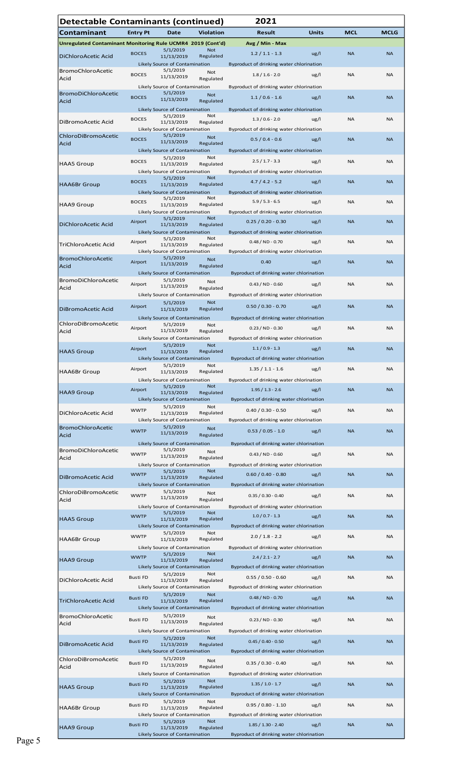## Detectable Contaminants (continued) — 2021

| Contaminant | Entry Pt | Date | Violation | Result | Units | MCL | MCLG |
|---|---|---|---|---|---|---|---|
| **Unregulated Contaminant Monitoring Rule UCMR4 2019 (Cont'd)** | | | | **Avg / Min - Max** | | | |
| DiChloroAcetic Acid | BOCES | 5/1/2019 11/13/2019 | Not Regulated | 1.2 / 1.1 - 1.3 | ug/l | NA | NA |
| | | Likely Source of Contamination | | Byproduct of drinking water chlorination | | | |
| BromoChloroAcetic Acid | BOCES | 5/1/2019 11/13/2019 | Not Regulated | 1.8 / 1.6 - 2.0 | ug/l | NA | NA |
| | | Likely Source of Contamination | | Byproduct of drinking water chlorination | | | |
| BromoDiChloroAcetic Acid | BOCES | 5/1/2019 11/13/2019 | Not Regulated | 1.1 / 0.6 - 1.6 | ug/l | NA | NA |
| | | Likely Source of Contamination | | Byproduct of drinking water chlorination | | | |
| DiBromoAcetic Acid | BOCES | 5/1/2019 11/13/2019 | Not Regulated | 1.3 / 0.6 - 2.0 | ug/l | NA | NA |
| | | Likely Source of Contamination | | Byproduct of drinking water chlorination | | | |
| ChloroDiBromoAcetic Acid | BOCES | 5/1/2019 11/13/2019 | Not Regulated | 0.5 / 0.4 - 0.6 | ug/l | NA | NA |
| | | Likely Source of Contamination | | Byproduct of drinking water chlorination | | | |
| HAA5 Group | BOCES | 5/1/2019 11/13/2019 | Not Regulated | 2.5 / 1.7 - 3.3 | ug/l | NA | NA |
| | | Likely Source of Contamination | | Byproduct of drinking water chlorination | | | |
| HAA6Br Group | BOCES | 5/1/2019 11/13/2019 | Not Regulated | 4.7 / 4.2 - 5.2 | ug/l | NA | NA |
| | | Likely Source of Contamination | | Byproduct of drinking water chlorination | | | |
| HAA9 Group | BOCES | 5/1/2019 11/13/2019 | Not Regulated | 5.9 / 5.3 - 6.5 | ug/l | NA | NA |
| | | Likely Source of Contamination | | Byproduct of drinking water chlorination | | | |
| DiChloroAcetic Acid | Airport | 5/1/2019 11/13/2019 | Not Regulated | 0.25 / 0.20 - 0.30 | ug/l | NA | NA |
| | | Likely Source of Contamination | | Byproduct of drinking water chlorination | | | |
| TriChloroAcetic Acid | Airport | 5/1/2019 11/13/2019 | Not Regulated | 0.48 / ND - 0.70 | ug/l | NA | NA |
| | | Likely Source of Contamination | | Byproduct of drinking water chlorination | | | |
| BromoChloroAcetic Acid | Airport | 5/1/2019 11/13/2019 | Not Regulated | 0.40 | ug/l | NA | NA |
| | | Likely Source of Contamination | | Byproduct of drinking water chlorination | | | |
| BromoDiChloroAcetic Acid | Airport | 5/1/2019 11/13/2019 | Not Regulated | 0.43 / ND - 0.60 | ug/l | NA | NA |
| | | Likely Source of Contamination | | Byproduct of drinking water chlorination | | | |
| DiBromoAcetic Acid | Airport | 5/1/2019 11/13/2019 | Not Regulated | 0.50 / 0.30 - 0.70 | ug/l | NA | NA |
| | | Likely Source of Contamination | | Byproduct of drinking water chlorination | | | |
| ChloroDiBromoAcetic Acid | Airport | 5/1/2019 11/13/2019 | Not Regulated | 0.23 / ND - 0.30 | ug/l | NA | NA |
| | | Likely Source of Contamination | | Byproduct of drinking water chlorination | | | |
| HAA5 Group | Airport | 5/1/2019 11/13/2019 | Not Regulated | 1.1 / 0.9 - 1.3 | ug/l | NA | NA |
| | | Likely Source of Contamination | | Byproduct of drinking water chlorination | | | |
| HAA6Br Group | Airport | 5/1/2019 11/13/2019 | Not Regulated | 1.35 / 1.1 - 1.6 | ug/l | NA | NA |
| | | Likely Source of Contamination | | Byproduct of drinking water chlorination | | | |
| HAA9 Group | Airport | 5/1/2019 11/13/2019 | Not Regulated | 1.95 / 1.3 - 2.6 | ug/l | NA | NA |
| | | Likely Source of Contamination | | Byproduct of drinking water chlorination | | | |
| DiChloroAcetic Acid | WWTP | 5/1/2019 11/13/2019 | Not Regulated | 0.40 / 0.30 - 0.50 | ug/l | NA | NA |
| | | Likely Source of Contamination | | Byproduct of drinking water chlorination | | | |
| BromoChloroAcetic Acid | WWTP | 5/1/2019 11/13/2019 | Not Regulated | 0.53 / 0.05 - 1.0 | ug/l | NA | NA |
| | | Likely Source of Contamination | | Byproduct of drinking water chlorination | | | |
| BromoDiChloroAcetic Acid | WWTP | 5/1/2019 11/13/2019 | Not Regulated | 0.43 / ND - 0.60 | ug/l | NA | NA |
| | | Likely Source of Contamination | | Byproduct of drinking water chlorination | | | |
| DiBromoAcetic Acid | WWTP | 5/1/2019 11/13/2019 | Not Regulated | 0.60 / 0.40 - 0.80 | ug/l | NA | NA |
| | | Likely Source of Contamination | | Byproduct of drinking water chlorination | | | |
| ChloroDiBromoAcetic Acid | WWTP | 5/1/2019 11/13/2019 | Not Regulated | 0.35 / 0.30 - 0.40 | ug/l | NA | NA |
| | | Likely Source of Contamination | | Byproduct of drinking water chlorination | | | |
| HAA5 Group | WWTP | 5/1/2019 11/13/2019 | Not Regulated | 1.0 / 0.7 - 1.3 | ug/l | NA | NA |
| | | Likely Source of Contamination | | Byproduct of drinking water chlorination | | | |
| HAA6Br Group | WWTP | 5/1/2019 11/13/2019 | Not Regulated | 2.0 / 1.8 - 2.2 | ug/l | NA | NA |
| | | Likely Source of Contamination | | Byproduct of drinking water chlorination | | | |
| HAA9 Group | WWTP | 5/1/2019 11/13/2019 | Not Regulated | 2.4 / 2.1 - 2.7 | ug/l | NA | NA |
| | | Likely Source of Contamination | | Byproduct of drinking water chlorination | | | |
| DiChloroAcetic Acid | Busti FD | 5/1/2019 11/13/2019 | Not Regulated | 0.55 / 0.50 - 0.60 | ug/l | NA | NA |
| | | Likely Source of Contamination | | Byproduct of drinking water chlorination | | | |
| TriChloroAcetic Acid | Busti FD | 5/1/2019 11/13/2019 | Not Regulated | 0.48 / ND - 0.70 | ug/l | NA | NA |
| | | Likely Source of Contamination | | Byproduct of drinking water chlorination | | | |
| BromoChloroAcetic Acid | Busti FD | 5/1/2019 11/13/2019 | Not Regulated | 0.23 / ND - 0.30 | ug/l | NA | NA |
| | | Likely Source of Contamination | | Byproduct of drinking water chlorination | | | |
| DiBromoAcetic Acid | Busti FD | 5/1/2019 11/13/2019 | Not Regulated | 0.45 / 0.40 - 0.50 | ug/l | NA | NA |
| | | Likely Source of Contamination | | Byproduct of drinking water chlorination | | | |
| ChloroDiBromoAcetic Acid | Busti FD | 5/1/2019 11/13/2019 | Not Regulated | 0.35 / 0.30 - 0.40 | ug/l | NA | NA |
| | | Likely Source of Contamination | | Byproduct of drinking water chlorination | | | |
| HAA5 Group | Busti FD | 5/1/2019 11/13/2019 | Not Regulated | 1.35 / 1.0 - 1.7 | ug/l | NA | NA |
| | | Likely Source of Contamination | | Byproduct of drinking water chlorination | | | |
| HAA6Br Group | Busti FD | 5/1/2019 11/13/2019 | Not Regulated | 0.95 / 0.80 - 1.10 | ug/l | NA | NA |
| | | Likely Source of Contamination | | Byproduct of drinking water chlorination | | | |
| HAA9 Group | Busti FD | 5/1/2019 11/13/2019 | Not Regulated | 1.85 / 1.30 - 2.40 | ug/l | NA | NA |
| | | Likely Source of Contamination | | Byproduct of drinking water chlorination | | | |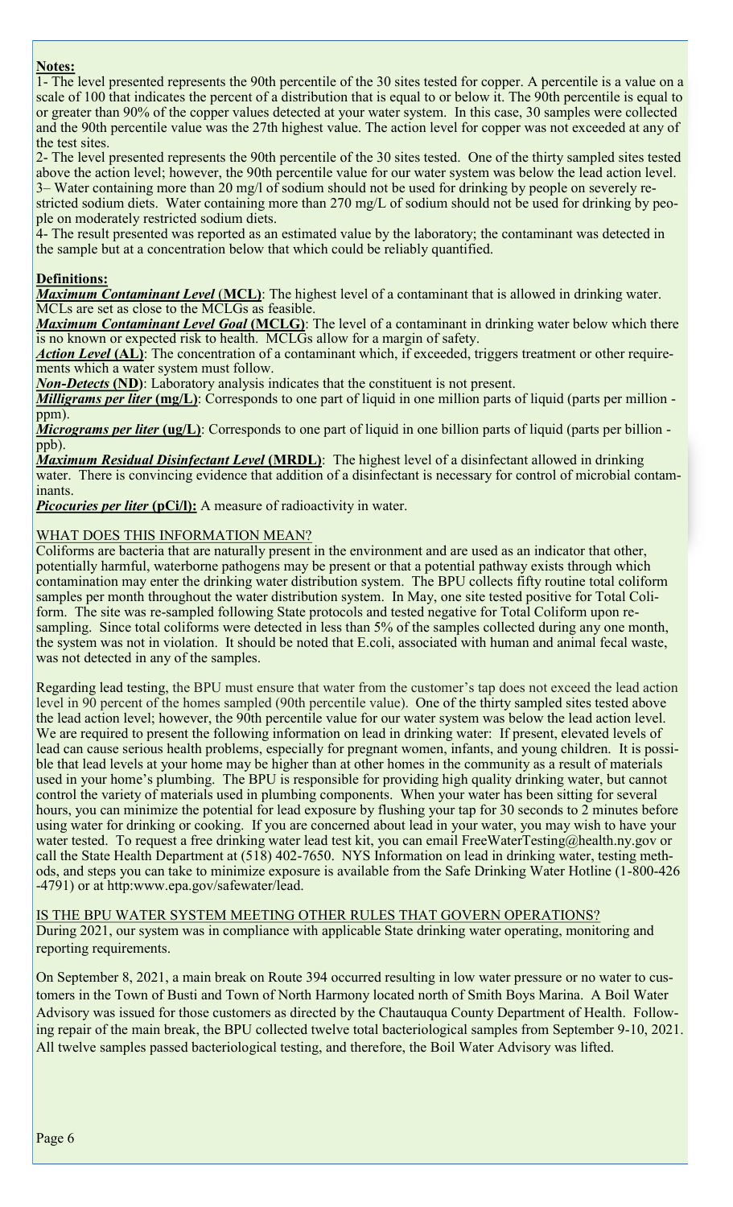**Notes:**

1- The level presented represents the 90th percentile of the 30 sites tested for copper. A percentile is a value on a scale of 100 that indicates the percent of a distribution that is equal to or below it. The 90th percentile is equal to or greater than 90% of the copper values detected at your water system. In this case, 30 samples were collected and the 90th percentile value was the 27th highest value. The action level for copper was not exceeded at any of the test sites.

2- The level presented represents the 90th percentile of the 30 sites tested. One of the thirty sampled sites tested above the action level; however, the 90th percentile value for our water system was below the lead action level.

3– Water containing more than 20 mg/l of sodium should not be used for drinking by people on severely restricted sodium diets. Water containing more than 270 mg/L of sodium should not be used for drinking by people on moderately restricted sodium diets.

4- The result presented was reported as an estimated value by the laboratory; the contaminant was detected in the sample but at a concentration below that which could be reliably quantified.

**Definitions:**

***Maximum Contaminant Level* (MCL)**: The highest level of a contaminant that is allowed in drinking water. MCLs are set as close to the MCLGs as feasible.

***Maximum Contaminant Level Goal* (MCLG)**: The level of a contaminant in drinking water below which there is no known or expected risk to health. MCLGs allow for a margin of safety.

***Action Level* (AL)**: The concentration of a contaminant which, if exceeded, triggers treatment or other requirements which a water system must follow.

***Non-Detects* (ND)**: Laboratory analysis indicates that the constituent is not present.

***Milligrams per liter* (mg/L)**: Corresponds to one part of liquid in one million parts of liquid (parts per million - ppm).

***Micrograms per liter* (ug/L)**: Corresponds to one part of liquid in one billion parts of liquid (parts per billion - ppb).

***Maximum Residual Disinfectant Level* (MRDL)**: The highest level of a disinfectant allowed in drinking water. There is convincing evidence that addition of a disinfectant is necessary for control of microbial contaminants.

***Picocuries per liter* (pCi/l):** A measure of radioactivity in water.

## WHAT DOES THIS INFORMATION MEAN?

Coliforms are bacteria that are naturally present in the environment and are used as an indicator that other, potentially harmful, waterborne pathogens may be present or that a potential pathway exists through which contamination may enter the drinking water distribution system. The BPU collects fifty routine total coliform samples per month throughout the water distribution system. In May, one site tested positive for Total Coliform. The site was re-sampled following State protocols and tested negative for Total Coliform upon re-sampling. Since total coliforms were detected in less than 5% of the samples collected during any one month, the system was not in violation. It should be noted that E.coli, associated with human and animal fecal waste, was not detected in any of the samples.

Regarding lead testing, the BPU must ensure that water from the customer's tap does not exceed the lead action level in 90 percent of the homes sampled (90th percentile value). One of the thirty sampled sites tested above the lead action level; however, the 90th percentile value for our water system was below the lead action level. We are required to present the following information on lead in drinking water: If present, elevated levels of lead can cause serious health problems, especially for pregnant women, infants, and young children. It is possible that lead levels at your home may be higher than at other homes in the community as a result of materials used in your home's plumbing. The BPU is responsible for providing high quality drinking water, but cannot control the variety of materials used in plumbing components. When your water has been sitting for several hours, you can minimize the potential for lead exposure by flushing your tap for 30 seconds to 2 minutes before using water for drinking or cooking. If you are concerned about lead in your water, you may wish to have your water tested. To request a free drinking water lead test kit, you can email FreeWaterTesting@health.ny.gov or call the State Health Department at (518) 402-7650. NYS Information on lead in drinking water, testing methods, and steps you can take to minimize exposure is available from the Safe Drinking Water Hotline (1-800-426-4791) or at http:www.epa.gov/safewater/lead.

## IS THE BPU WATER SYSTEM MEETING OTHER RULES THAT GOVERN OPERATIONS?

During 2021, our system was in compliance with applicable State drinking water operating, monitoring and reporting requirements.

On September 8, 2021, a main break on Route 394 occurred resulting in low water pressure or no water to customers in the Town of Busti and Town of North Harmony located north of Smith Boys Marina. A Boil Water Advisory was issued for those customers as directed by the Chautauqua County Department of Health. Following repair of the main break, the BPU collected twelve total bacteriological samples from September 9-10, 2021. All twelve samples passed bacteriological testing, and therefore, the Boil Water Advisory was lifted.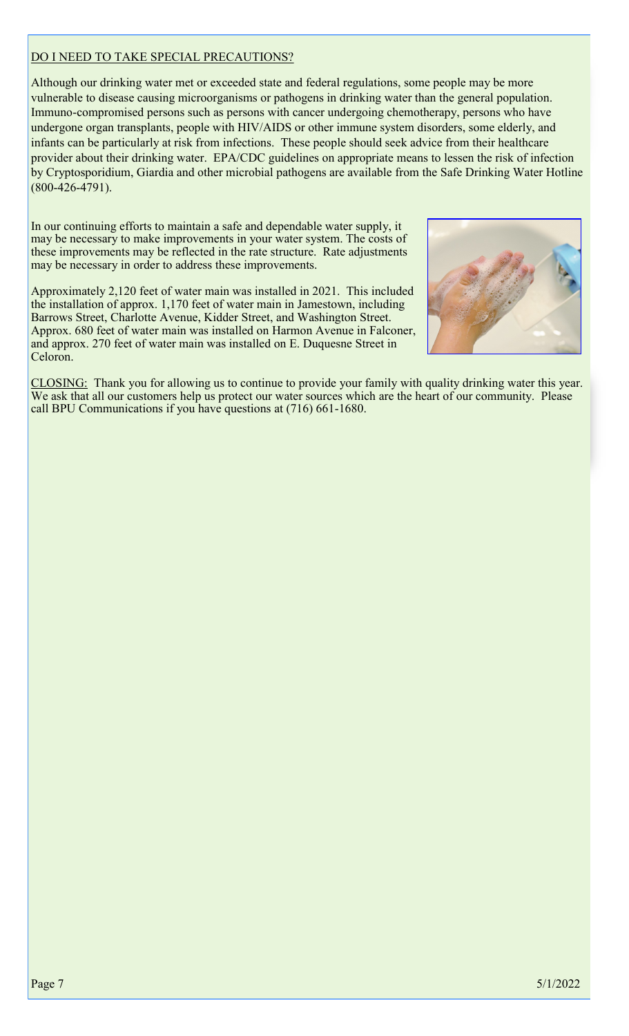DO I NEED TO TAKE SPECIAL PRECAUTIONS?

Although our drinking water met or exceeded state and federal regulations, some people may be more vulnerable to disease causing microorganisms or pathogens in drinking water than the general population. Immuno-compromised persons such as persons with cancer undergoing chemotherapy, persons who have undergone organ transplants, people with HIV/AIDS or other immune system disorders, some elderly, and infants can be particularly at risk from infections. These people should seek advice from their healthcare provider about their drinking water. EPA/CDC guidelines on appropriate means to lessen the risk of infection by Cryptosporidium, Giardia and other microbial pathogens are available from the Safe Drinking Water Hotline (800-426-4791).

In our continuing efforts to maintain a safe and dependable water supply, it may be necessary to make improvements in your water system. The costs of these improvements may be reflected in the rate structure. Rate adjustments may be necessary in order to address these improvements.

Approximately 2,120 feet of water main was installed in 2021. This included the installation of approx. 1,170 feet of water main in Jamestown, including Barrows Street, Charlotte Avenue, Kidder Street, and Washington Street. Approx. 680 feet of water main was installed on Harmon Avenue in Falconer, and approx. 270 feet of water main was installed on E. Duquesne Street in Celoron.

CLOSING: Thank you for allowing us to continue to provide your family with quality drinking water this year. We ask that all our customers help us protect our water sources which are the heart of our community. Please call BPU Communications if you have questions at (716) 661-1680.